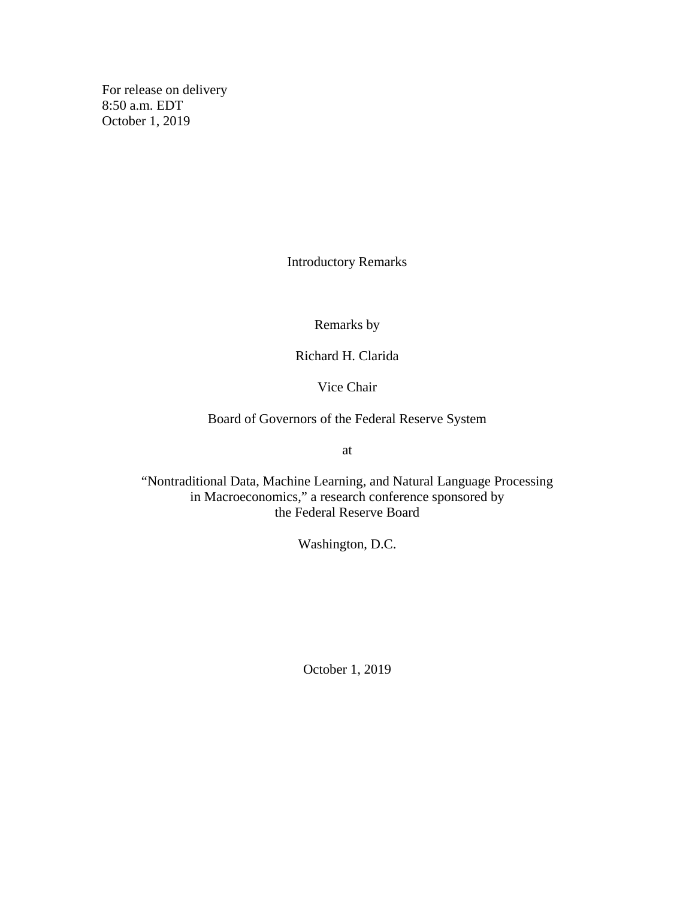For release on delivery
8:50 a.m. EDT
October 1, 2019

# Introductory Remarks

Remarks by

Richard H. Clarida

Vice Chair

Board of Governors of the Federal Reserve System

at

"Nontraditional Data, Machine Learning, and Natural Language Processing in Macroeconomics," a research conference sponsored by the Federal Reserve Board

Washington, D.C.

October 1, 2019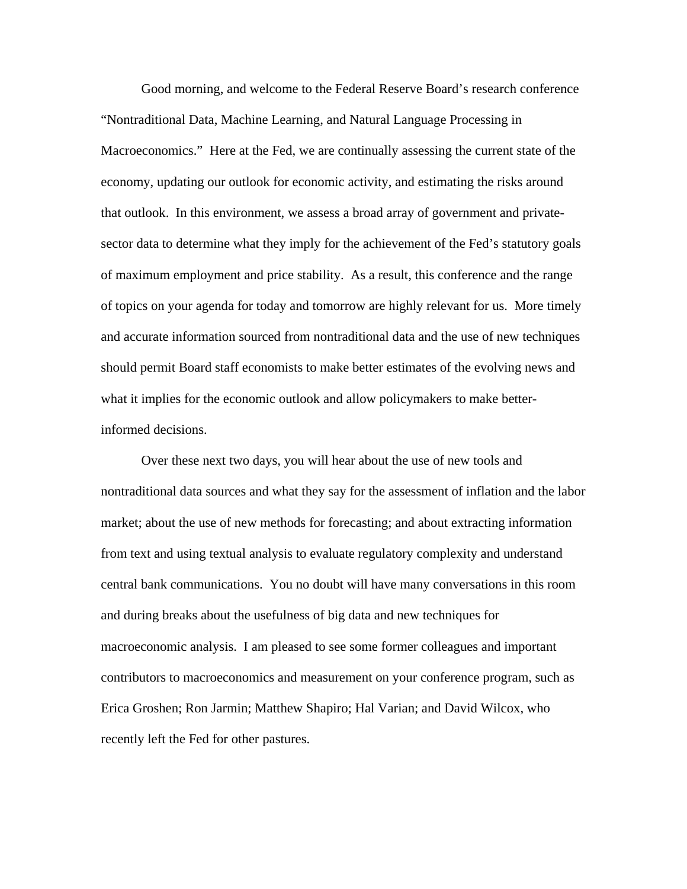Good morning, and welcome to the Federal Reserve Board's research conference "Nontraditional Data, Machine Learning, and Natural Language Processing in Macroeconomics." Here at the Fed, we are continually assessing the current state of the economy, updating our outlook for economic activity, and estimating the risks around that outlook. In this environment, we assess a broad array of government and private-sector data to determine what they imply for the achievement of the Fed's statutory goals of maximum employment and price stability. As a result, this conference and the range of topics on your agenda for today and tomorrow are highly relevant for us. More timely and accurate information sourced from nontraditional data and the use of new techniques should permit Board staff economists to make better estimates of the evolving news and what it implies for the economic outlook and allow policymakers to make better-informed decisions.

Over these next two days, you will hear about the use of new tools and nontraditional data sources and what they say for the assessment of inflation and the labor market; about the use of new methods for forecasting; and about extracting information from text and using textual analysis to evaluate regulatory complexity and understand central bank communications. You no doubt will have many conversations in this room and during breaks about the usefulness of big data and new techniques for macroeconomic analysis. I am pleased to see some former colleagues and important contributors to macroeconomics and measurement on your conference program, such as Erica Groshen; Ron Jarmin; Matthew Shapiro; Hal Varian; and David Wilcox, who recently left the Fed for other pastures.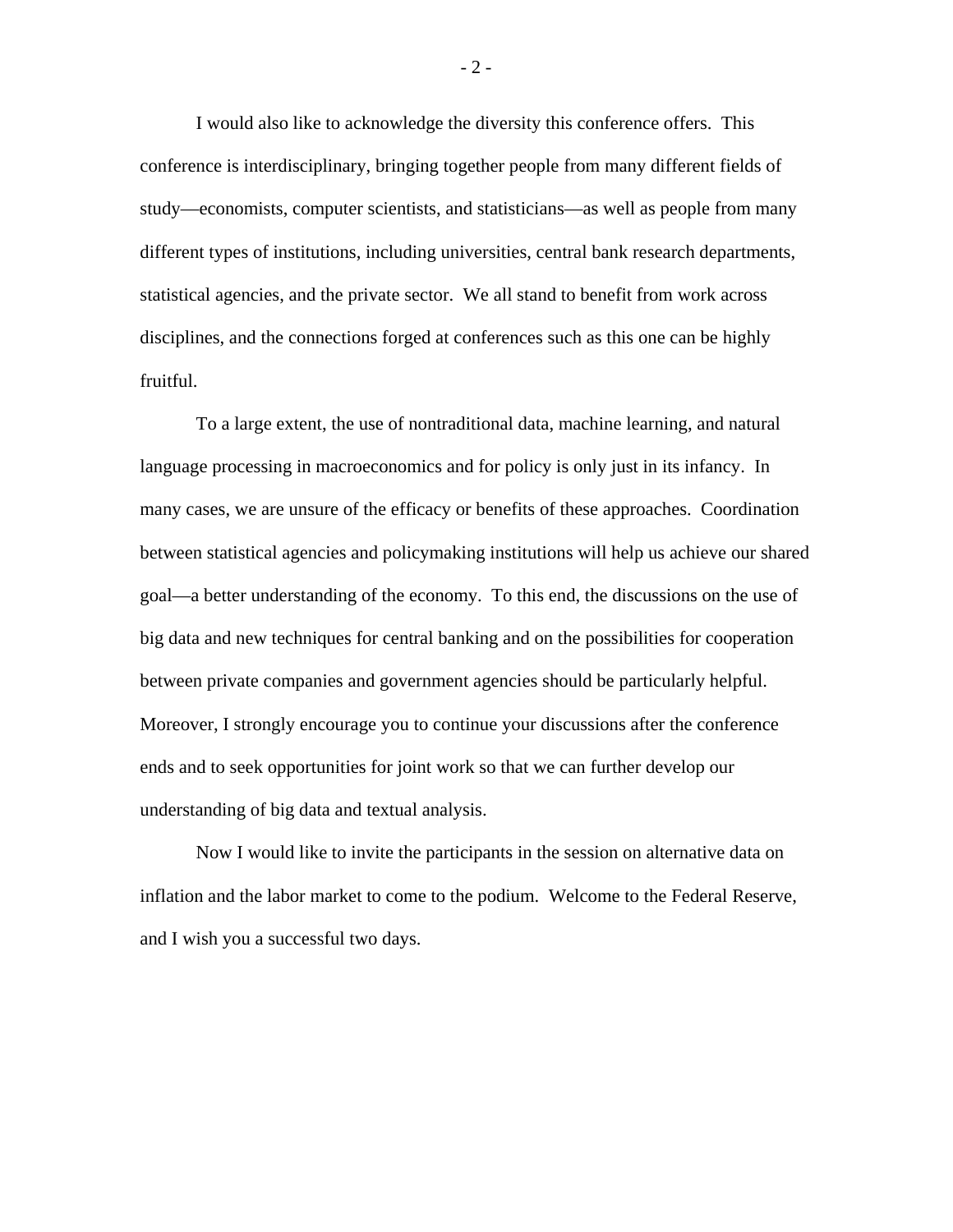I would also like to acknowledge the diversity this conference offers. This conference is interdisciplinary, bringing together people from many different fields of study—economists, computer scientists, and statisticians—as well as people from many different types of institutions, including universities, central bank research departments, statistical agencies, and the private sector. We all stand to benefit from work across disciplines, and the connections forged at conferences such as this one can be highly fruitful.

To a large extent, the use of nontraditional data, machine learning, and natural language processing in macroeconomics and for policy is only just in its infancy. In many cases, we are unsure of the efficacy or benefits of these approaches. Coordination between statistical agencies and policymaking institutions will help us achieve our shared goal—a better understanding of the economy. To this end, the discussions on the use of big data and new techniques for central banking and on the possibilities for cooperation between private companies and government agencies should be particularly helpful. Moreover, I strongly encourage you to continue your discussions after the conference ends and to seek opportunities for joint work so that we can further develop our understanding of big data and textual analysis.

Now I would like to invite the participants in the session on alternative data on inflation and the labor market to come to the podium. Welcome to the Federal Reserve, and I wish you a successful two days.